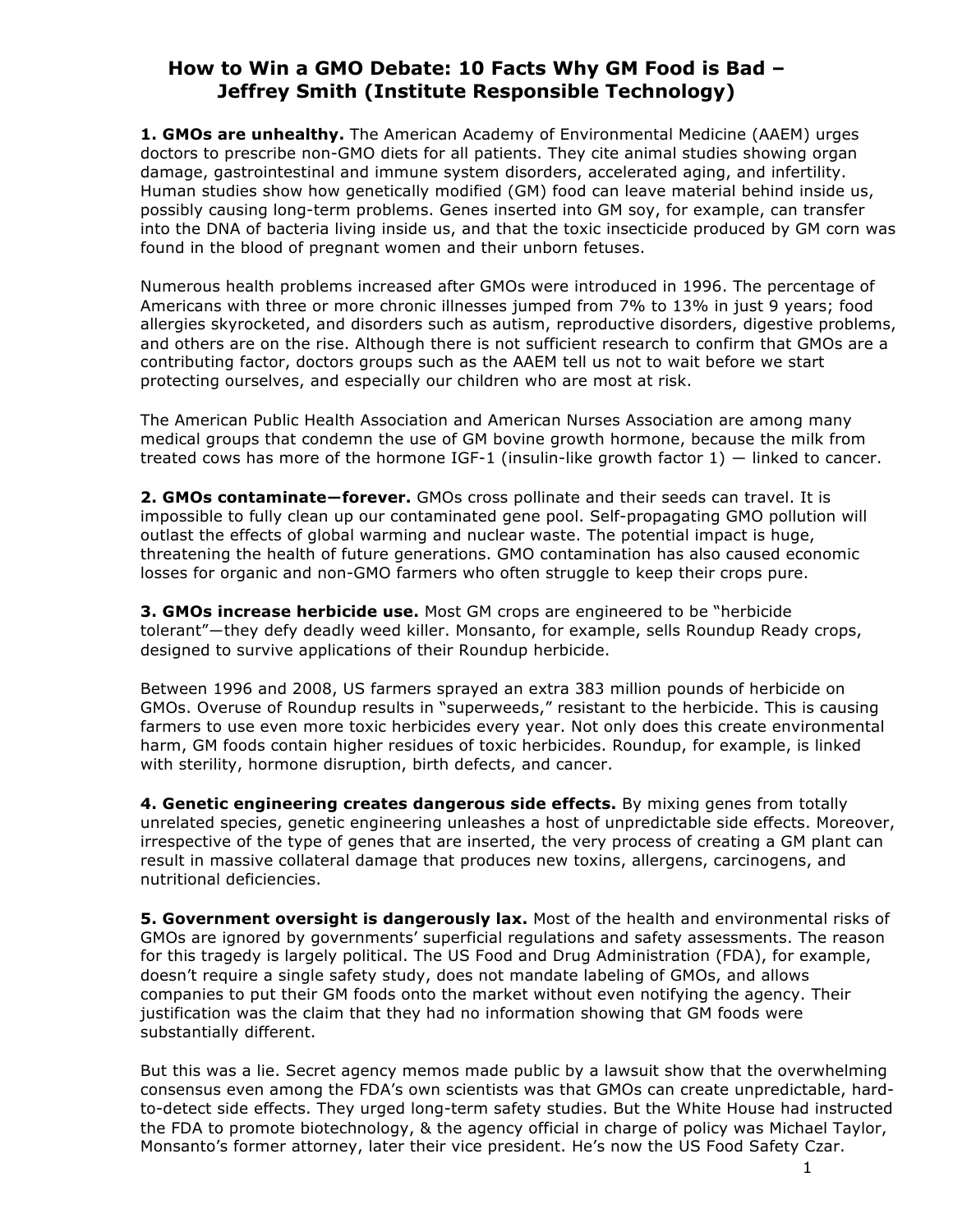# How to Win a GMO Debate: 10 Facts Why GM Food is Bad – Jeffrey Smith (Institute Responsible Technology)

**1. GMOs are unhealthy.** The American Academy of Environmental Medicine (AAEM) urges doctors to prescribe non-GMO diets for all patients. They cite animal studies showing organ damage, gastrointestinal and immune system disorders, accelerated aging, and infertility. Human studies show how genetically modified (GM) food can leave material behind inside us, possibly causing long-term problems. Genes inserted into GM soy, for example, can transfer into the DNA of bacteria living inside us, and that the toxic insecticide produced by GM corn was found in the blood of pregnant women and their unborn fetuses.

Numerous health problems increased after GMOs were introduced in 1996. The percentage of Americans with three or more chronic illnesses jumped from 7% to 13% in just 9 years; food allergies skyrocketed, and disorders such as autism, reproductive disorders, digestive problems, and others are on the rise. Although there is not sufficient research to confirm that GMOs are a contributing factor, doctors groups such as the AAEM tell us not to wait before we start protecting ourselves, and especially our children who are most at risk.

The American Public Health Association and American Nurses Association are among many medical groups that condemn the use of GM bovine growth hormone, because the milk from treated cows has more of the hormone IGF-1 (insulin-like growth factor 1) — linked to cancer.

**2. GMOs contaminate—forever.** GMOs cross pollinate and their seeds can travel. It is impossible to fully clean up our contaminated gene pool. Self-propagating GMO pollution will outlast the effects of global warming and nuclear waste. The potential impact is huge, threatening the health of future generations. GMO contamination has also caused economic losses for organic and non-GMO farmers who often struggle to keep their crops pure.

**3. GMOs increase herbicide use.** Most GM crops are engineered to be "herbicide tolerant"—they defy deadly weed killer. Monsanto, for example, sells Roundup Ready crops, designed to survive applications of their Roundup herbicide.

Between 1996 and 2008, US farmers sprayed an extra 383 million pounds of herbicide on GMOs. Overuse of Roundup results in "superweeds," resistant to the herbicide. This is causing farmers to use even more toxic herbicides every year. Not only does this create environmental harm, GM foods contain higher residues of toxic herbicides. Roundup, for example, is linked with sterility, hormone disruption, birth defects, and cancer.

**4. Genetic engineering creates dangerous side effects.** By mixing genes from totally unrelated species, genetic engineering unleashes a host of unpredictable side effects. Moreover, irrespective of the type of genes that are inserted, the very process of creating a GM plant can result in massive collateral damage that produces new toxins, allergens, carcinogens, and nutritional deficiencies.

**5. Government oversight is dangerously lax.** Most of the health and environmental risks of GMOs are ignored by governments' superficial regulations and safety assessments. The reason for this tragedy is largely political. The US Food and Drug Administration (FDA), for example, doesn't require a single safety study, does not mandate labeling of GMOs, and allows companies to put their GM foods onto the market without even notifying the agency. Their justification was the claim that they had no information showing that GM foods were substantially different.

But this was a lie. Secret agency memos made public by a lawsuit show that the overwhelming consensus even among the FDA's own scientists was that GMOs can create unpredictable, hard-to-detect side effects. They urged long-term safety studies. But the White House had instructed the FDA to promote biotechnology, & the agency official in charge of policy was Michael Taylor, Monsanto's former attorney, later their vice president. He's now the US Food Safety Czar.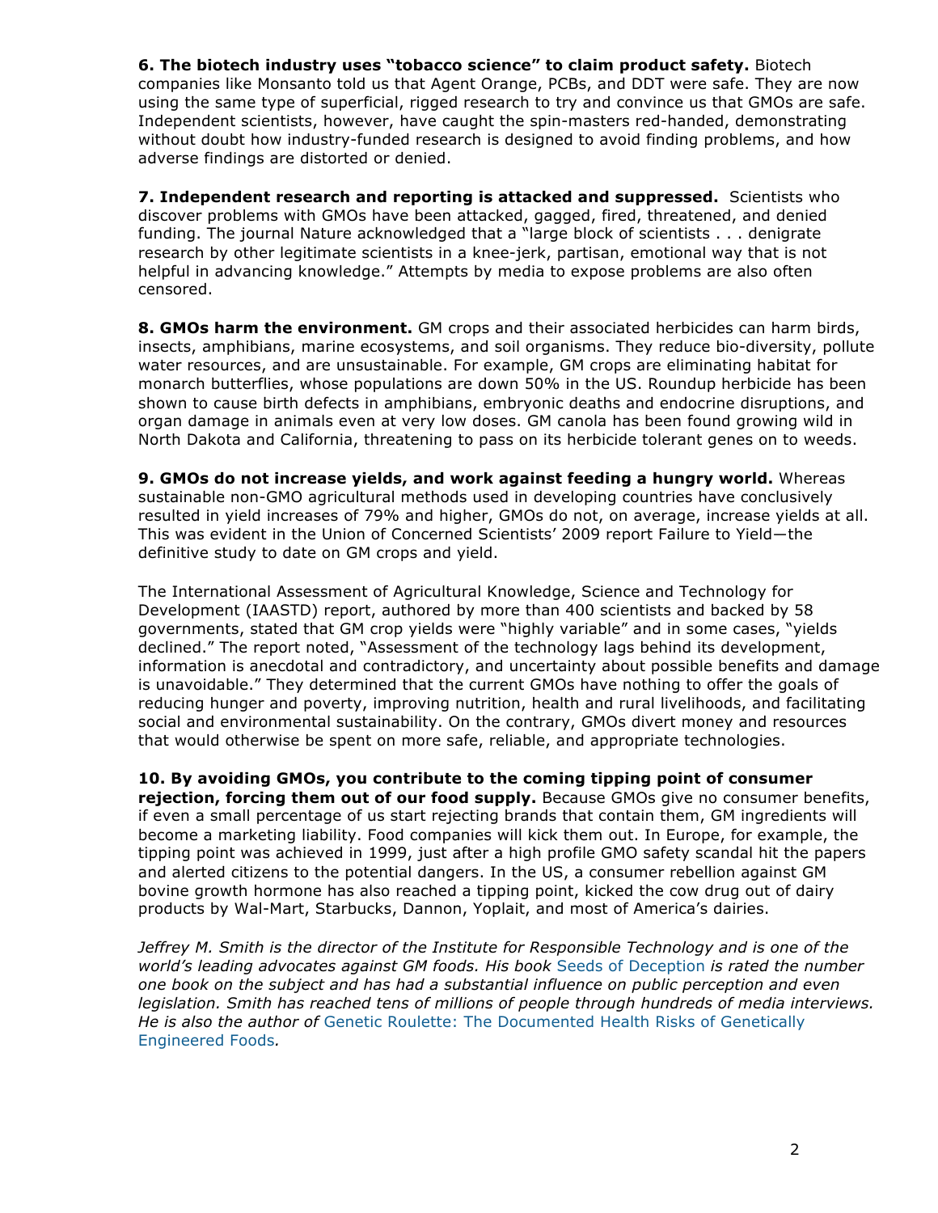**6. The biotech industry uses "tobacco science" to claim product safety.** Biotech companies like Monsanto told us that Agent Orange, PCBs, and DDT were safe. They are now using the same type of superficial, rigged research to try and convince us that GMOs are safe. Independent scientists, however, have caught the spin-masters red-handed, demonstrating without doubt how industry-funded research is designed to avoid finding problems, and how adverse findings are distorted or denied.

**7. Independent research and reporting is attacked and suppressed.** Scientists who discover problems with GMOs have been attacked, gagged, fired, threatened, and denied funding. The journal Nature acknowledged that a "large block of scientists . . . denigrate research by other legitimate scientists in a knee-jerk, partisan, emotional way that is not helpful in advancing knowledge." Attempts by media to expose problems are also often censored.

**8. GMOs harm the environment.** GM crops and their associated herbicides can harm birds, insects, amphibians, marine ecosystems, and soil organisms. They reduce bio-diversity, pollute water resources, and are unsustainable. For example, GM crops are eliminating habitat for monarch butterflies, whose populations are down 50% in the US. Roundup herbicide has been shown to cause birth defects in amphibians, embryonic deaths and endocrine disruptions, and organ damage in animals even at very low doses. GM canola has been found growing wild in North Dakota and California, threatening to pass on its herbicide tolerant genes on to weeds.

**9. GMOs do not increase yields, and work against feeding a hungry world.** Whereas sustainable non-GMO agricultural methods used in developing countries have conclusively resulted in yield increases of 79% and higher, GMOs do not, on average, increase yields at all. This was evident in the Union of Concerned Scientists' 2009 report Failure to Yield—the definitive study to date on GM crops and yield.

The International Assessment of Agricultural Knowledge, Science and Technology for Development (IAASTD) report, authored by more than 400 scientists and backed by 58 governments, stated that GM crop yields were "highly variable" and in some cases, "yields declined." The report noted, "Assessment of the technology lags behind its development, information is anecdotal and contradictory, and uncertainty about possible benefits and damage is unavoidable." They determined that the current GMOs have nothing to offer the goals of reducing hunger and poverty, improving nutrition, health and rural livelihoods, and facilitating social and environmental sustainability. On the contrary, GMOs divert money and resources that would otherwise be spent on more safe, reliable, and appropriate technologies.

**10. By avoiding GMOs, you contribute to the coming tipping point of consumer rejection, forcing them out of our food supply.** Because GMOs give no consumer benefits, if even a small percentage of us start rejecting brands that contain them, GM ingredients will become a marketing liability. Food companies will kick them out. In Europe, for example, the tipping point was achieved in 1999, just after a high profile GMO safety scandal hit the papers and alerted citizens to the potential dangers. In the US, a consumer rebellion against GM bovine growth hormone has also reached a tipping point, kicked the cow drug out of dairy products by Wal-Mart, Starbucks, Dannon, Yoplait, and most of America's dairies.

*Jeffrey M. Smith is the director of the Institute for Responsible Technology and is one of the world's leading advocates against GM foods. His book* Seeds of Deception *is rated the number one book on the subject and has had a substantial influence on public perception and even legislation. Smith has reached tens of millions of people through hundreds of media interviews. He is also the author of* Genetic Roulette: The Documented Health Risks of Genetically Engineered Foods*.*